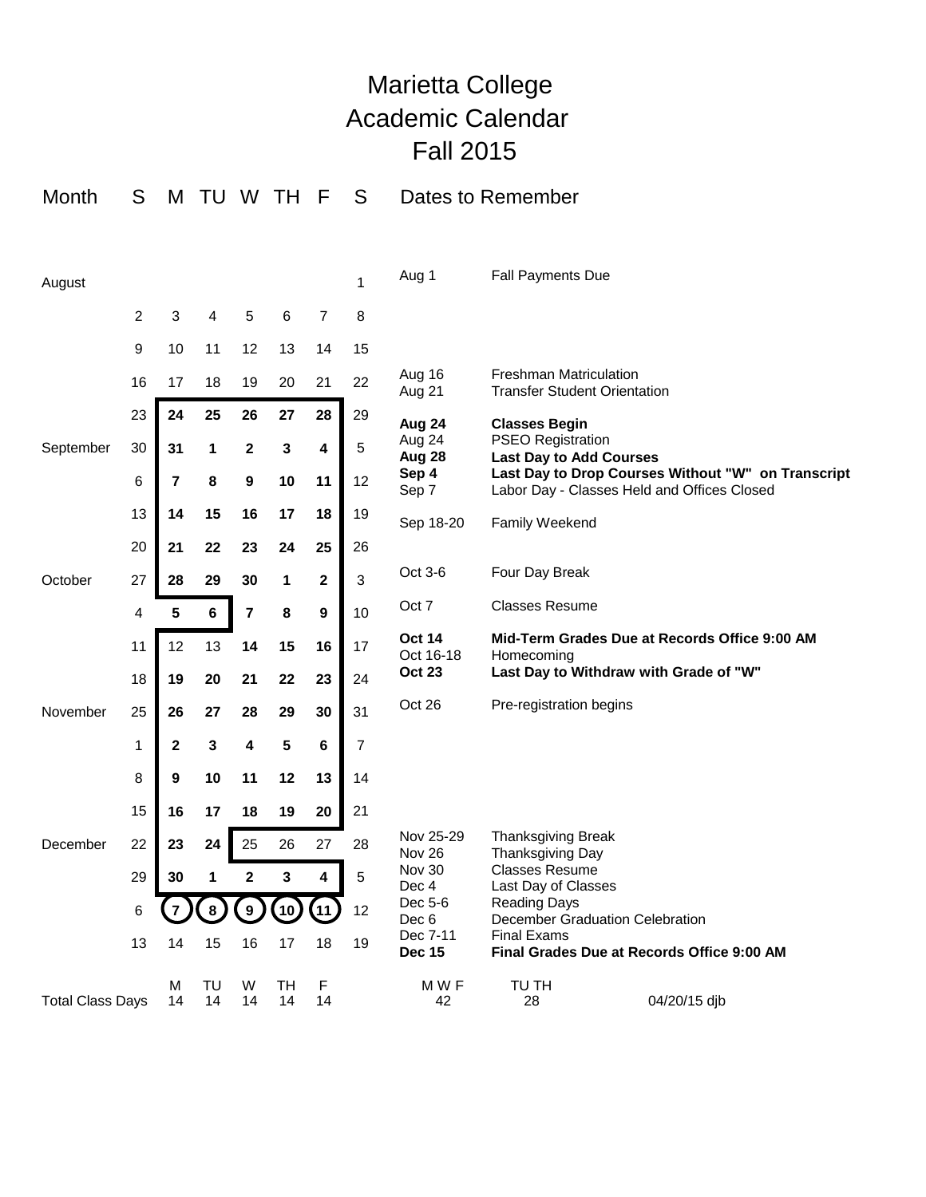# Marietta College
# Academic Calendar
# Fall 2015

| Month | S | M | TU | W | TH | F | S |
|---|---|---|---|---|---|---|---|
| August | | | | | | | 1 |
| | 2 | 3 | 4 | 5 | 6 | 7 | 8 |
| | 9 | 10 | 11 | 12 | 13 | 14 | 15 |
| | 16 | 17 | 18 | 19 | 20 | 21 | 22 |
| | 23 | **24** | **25** | **26** | **27** | **28** | 29 |
| September | 30 | **31** | **1** | **2** | **3** | **4** | 5 |
| | 6 | **7** | **8** | **9** | **10** | **11** | 12 |
| | 13 | **14** | **15** | **16** | **17** | **18** | 19 |
| | 20 | **21** | **22** | **23** | **24** | **25** | 26 |
| October | 27 | **28** | **29** | **30** | **1** | **2** | 3 |
| | 4 | 5 | 6 | **7** | **8** | **9** | 10 |
| | 11 | 12 | 13 | **14** | **15** | **16** | 17 |
| | 18 | **19** | **20** | **21** | **22** | **23** | 24 |
| November | 25 | **26** | **27** | **28** | **29** | **30** | 31 |
| | 1 | **2** | **3** | **4** | **5** | **6** | 7 |
| | 8 | **9** | **10** | **11** | **12** | **13** | 14 |
| | 15 | **16** | **17** | **18** | **19** | **20** | 21 |
| December | 22 | **23** | **24** | 25 | 26 | 27 | 28 |
| | 29 | **30** | **1** | **2** | **3** | **4** | 5 |
| | 6 | **7** | **8** | **9** | **10** | **11** | 12 |
| | 13 | 14 | 15 | 16 | 17 | 18 | 19 |

## Dates to Remember

| Date | Event |
|---|---|
| Aug 1 | Fall Payments Due |
| Aug 16 | Freshman Matriculation |
| Aug 21 | Transfer Student Orientation |
| **Aug 24** | **Classes Begin** |
| Aug 24 | PSEO Registration |
| **Aug 28** | **Last Day to Add Courses** |
| **Sep 4** | **Last Day to Drop Courses Without "W" on Transcript** |
| Sep 7 | Labor Day - Classes Held and Offices Closed |
| Sep 18-20 | Family Weekend |
| Oct 3-6 | Four Day Break |
| Oct 7 | Classes Resume |
| **Oct 14** | **Mid-Term Grades Due at Records Office 9:00 AM** |
| Oct 16-18 | Homecoming |
| **Oct 23** | **Last Day to Withdraw with Grade of "W"** |
| Oct 26 | Pre-registration begins |
| Nov 25-29 | Thanksgiving Break |
| Nov 26 | Thanksgiving Day |
| Nov 30 | Classes Resume |
| Dec 4 | Last Day of Classes |
| Dec 5-6 | Reading Days |
| Dec 6 | December Graduation Celebration |
| Dec 7-11 | Final Exams |
| **Dec 15** | **Final Grades Due at Records Office 9:00 AM** |

| | M | TU | W | TH | F | M W F | TU TH |
|---|---|---|---|---|---|---|---|
| Total Class Days | 14 | 14 | 14 | 14 | 14 | 42 | 28 |

04/20/15 djb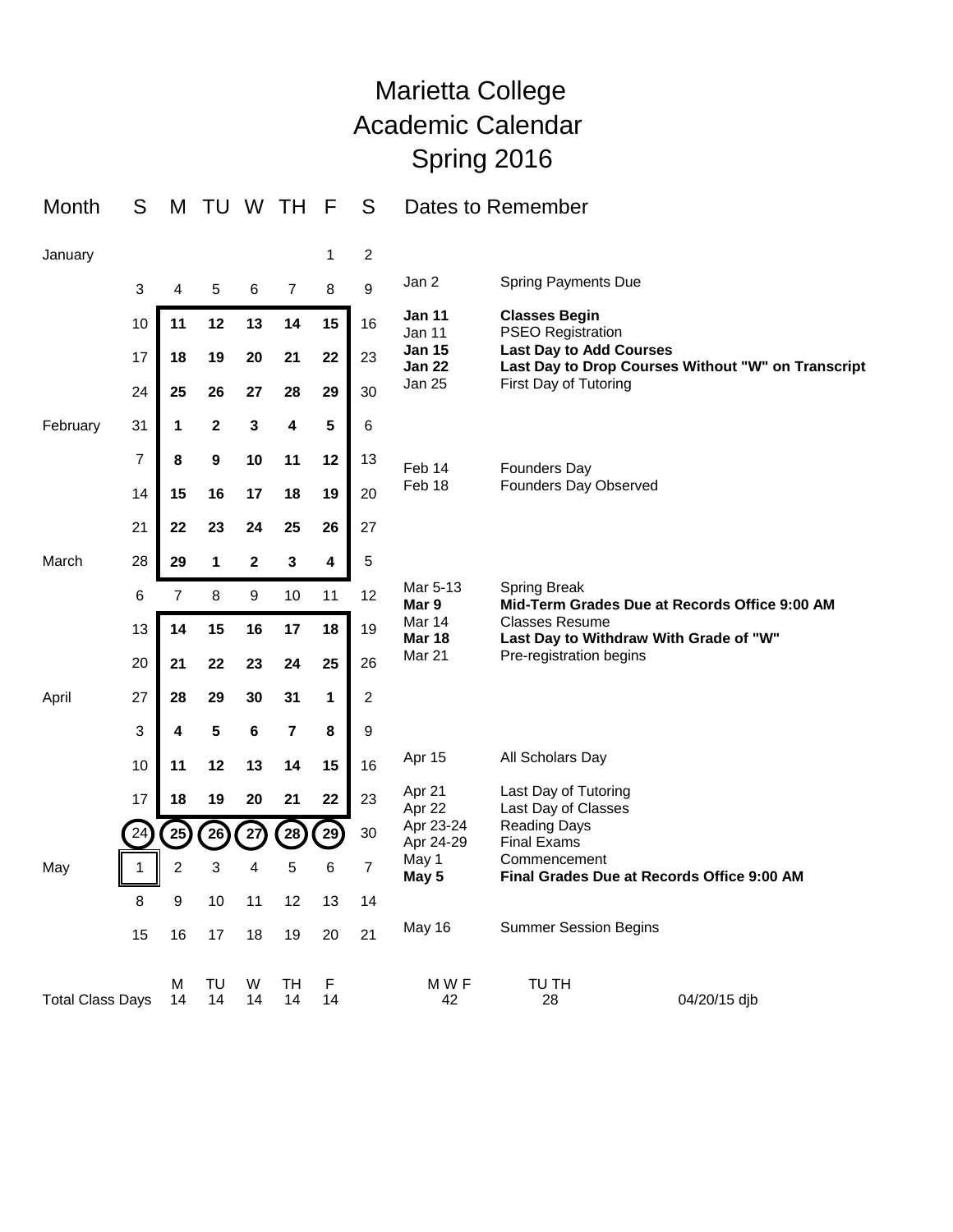# Marietta College
## Academic Calendar
## Spring 2016

| Month | S | M | TU | W | TH | F | S |
|---|---|---|---|---|---|---|---|
| January | | | | | | 1 | 2 |
| | 3 | 4 | 5 | 6 | 7 | 8 | 9 |
| | 10 | **11** | **12** | **13** | **14** | **15** | 16 |
| | 17 | **18** | **19** | **20** | **21** | **22** | 23 |
| | 24 | **25** | **26** | **27** | **28** | **29** | 30 |
| February | 31 | **1** | **2** | **3** | **4** | **5** | 6 |
| | 7 | **8** | **9** | **10** | **11** | **12** | 13 |
| | 14 | **15** | **16** | **17** | **18** | **19** | 20 |
| | 21 | **22** | **23** | **24** | **25** | **26** | 27 |
| March | 28 | **29** | **1** | **2** | **3** | **4** | 5 |
| | 6 | 7 | 8 | 9 | 10 | 11 | 12 |
| | 13 | **14** | **15** | **16** | **17** | **18** | 19 |
| | 20 | **21** | **22** | **23** | **24** | **25** | 26 |
| April | 27 | **28** | **29** | **30** | **31** | **1** | 2 |
| | 3 | **4** | **5** | **6** | **7** | **8** | 9 |
| | 10 | **11** | **12** | **13** | **14** | **15** | 16 |
| | 17 | **18** | **19** | **20** | **21** | **22** | 23 |
| | 24 | **25** | **26** | **27** | **28** | **29** | 30 |
| May | 1 | 2 | 3 | 4 | 5 | 6 | 7 |
| | 8 | 9 | 10 | 11 | 12 | 13 | 14 |
| | 15 | 16 | 17 | 18 | 19 | 20 | 21 |

## Dates to Remember

| Date | Event |
|---|---|
| Jan 2 | Spring Payments Due |
| **Jan 11** | **Classes Begin** |
| Jan 11 | PSEO Registration |
| **Jan 15** | **Last Day to Add Courses** |
| **Jan 22** | **Last Day to Drop Courses Without "W" on Transcript** |
| Jan 25 | First Day of Tutoring |
| Feb 14 | Founders Day |
| Feb 18 | Founders Day Observed |
| Mar 5-13 | Spring Break |
| **Mar 9** | **Mid-Term Grades Due at Records Office 9:00 AM** |
| Mar 14 | Classes Resume |
| **Mar 18** | **Last Day to Withdraw With Grade of "W"** |
| Mar 21 | Pre-registration begins |
| Apr 15 | All Scholars Day |
| Apr 21 | Last Day of Tutoring |
| Apr 22 | Last Day of Classes |
| Apr 23-24 | Reading Days |
| Apr 24-29 | Final Exams |
| May 1 | Commencement |
| **May 5** | **Final Grades Due at Records Office 9:00 AM** |
| May 16 | Summer Session Begins |

| | M | TU | W | TH | F | M W F | TU TH |
|---|---|---|---|---|---|---|---|
| Total Class Days | 14 | 14 | 14 | 14 | 14 | 42 | 28 |

04/20/15 djb